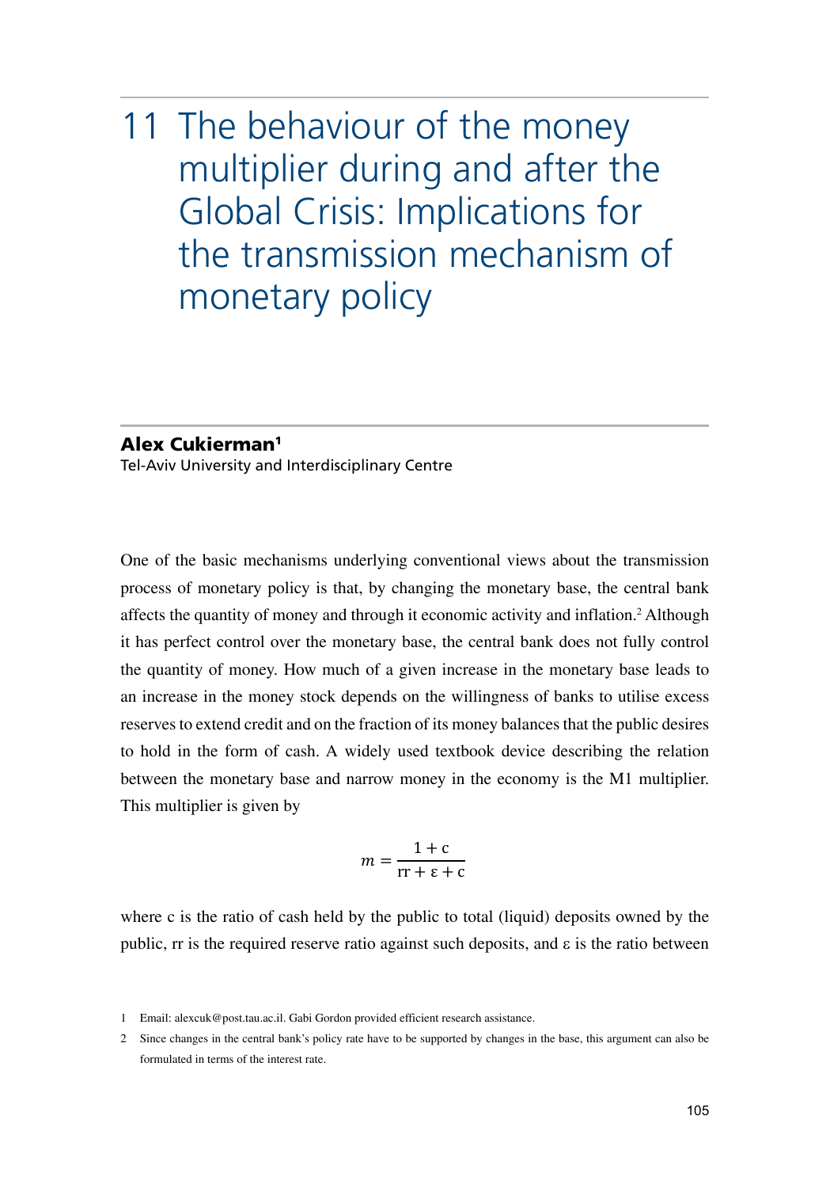# 11 The behaviour of the money multiplier during and after the Global Crisis: Implications for the transmission mechanism of monetary policy

**Alex Cukierman**[1]

Tel-Aviv University and Interdisciplinary Centre

One of the basic mechanisms underlying conventional views about the transmission process of monetary policy is that, by changing the monetary base, the central bank affects the quantity of money and through it economic activity and inflation.[2] Although it has perfect control over the monetary base, the central bank does not fully control the quantity of money. How much of a given increase in the monetary base leads to an increase in the money stock depends on the willingness of banks to utilise excess reserves to extend credit and on the fraction of its money balances that the public desires to hold in the form of cash. A widely used textbook device describing the relation between the monetary base and narrow money in the economy is the M1 multiplier. This multiplier is given by

$$m = \frac{1 + \mathrm{c}}{\mathrm{rr} + \varepsilon + \mathrm{c}}$$

where c is the ratio of cash held by the public to total (liquid) deposits owned by the public, rr is the required reserve ratio against such deposits, and ε is the ratio between

1 Email: alexcuk@post.tau.ac.il. Gabi Gordon provided efficient research assistance.

2 Since changes in the central bank's policy rate have to be supported by changes in the base, this argument can also be formulated in terms of the interest rate.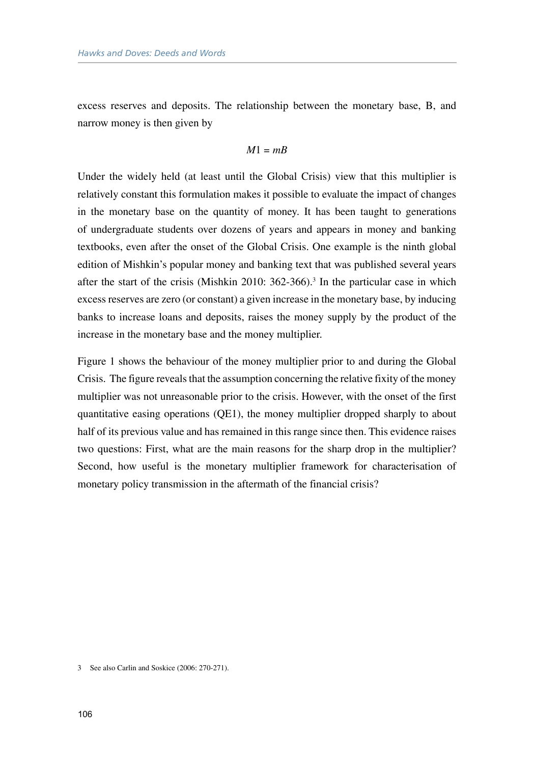excess reserves and deposits. The relationship between the monetary base, B, and narrow money is then given by

$$M1 = mB$$

Under the widely held (at least until the Global Crisis) view that this multiplier is relatively constant this formulation makes it possible to evaluate the impact of changes in the monetary base on the quantity of money. It has been taught to generations of undergraduate students over dozens of years and appears in money and banking textbooks, even after the onset of the Global Crisis. One example is the ninth global edition of Mishkin's popular money and banking text that was published several years after the start of the crisis (Mishkin 2010: 362-366).[3] In the particular case in which excess reserves are zero (or constant) a given increase in the monetary base, by inducing banks to increase loans and deposits, raises the money supply by the product of the increase in the monetary base and the money multiplier.

Figure 1 shows the behaviour of the money multiplier prior to and during the Global Crisis. The figure reveals that the assumption concerning the relative fixity of the money multiplier was not unreasonable prior to the crisis. However, with the onset of the first quantitative easing operations (QE1), the money multiplier dropped sharply to about half of its previous value and has remained in this range since then. This evidence raises two questions: First, what are the main reasons for the sharp drop in the multiplier? Second, how useful is the monetary multiplier framework for characterisation of monetary policy transmission in the aftermath of the financial crisis?

3 See also Carlin and Soskice (2006: 270-271).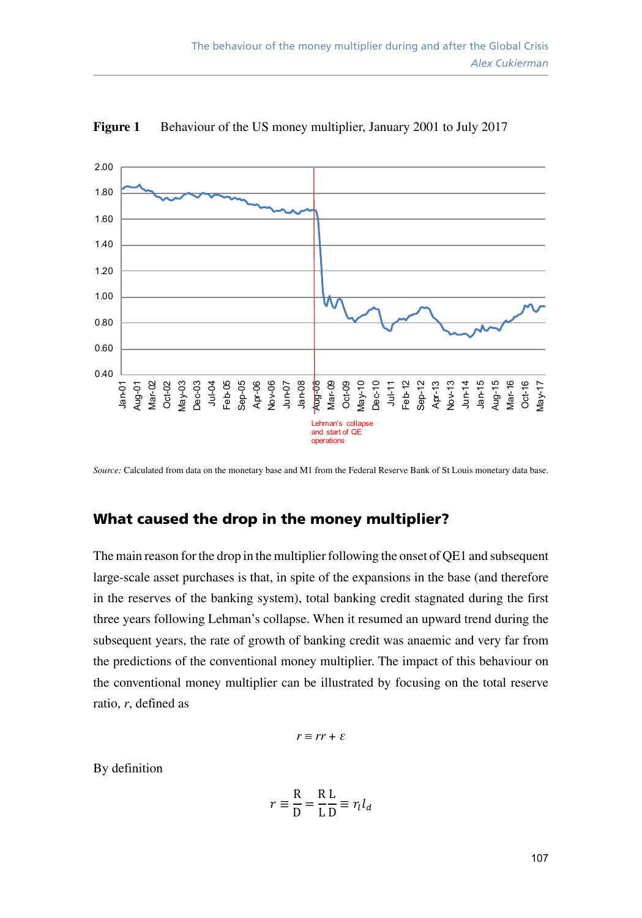**Figure 1** Behaviour of the US money multiplier, January 2001 to July 2017

*Source:* Calculated from data on the monetary base and M1 from the Federal Reserve Bank of St Louis monetary data base.

## What caused the drop in the money multiplier?

The main reason for the drop in the multiplier following the onset of QE1 and subsequent large-scale asset purchases is that, in spite of the expansions in the base (and therefore in the reserves of the banking system), total banking credit stagnated during the first three years following Lehman's collapse. When it resumed an upward trend during the subsequent years, the rate of growth of banking credit was anaemic and very far from the predictions of the conventional money multiplier. The impact of this behaviour on the conventional money multiplier can be illustrated by focusing on the total reserve ratio, $r$, defined as

$$r \equiv rr + \varepsilon$$

By definition

$$r \equiv \frac{\mathrm{R}}{\mathrm{D}} = \frac{\mathrm{R}}{\mathrm{L}}\frac{\mathrm{L}}{\mathrm{D}} \equiv r_l l_d$$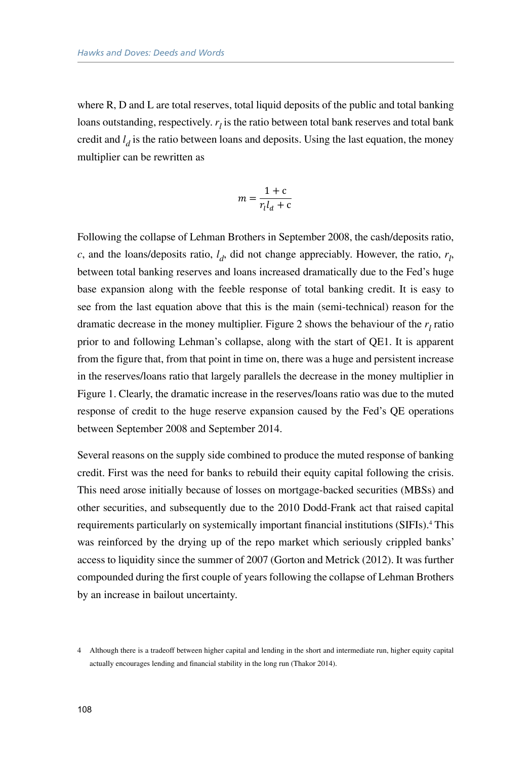where R, D and L are total reserves, total liquid deposits of the public and total banking loans outstanding, respectively. $r_l$ is the ratio between total bank reserves and total bank credit and $l_d$ is the ratio between loans and deposits. Using the last equation, the money multiplier can be rewritten as

$$m = \frac{1 + \mathrm{c}}{r_l l_d + \mathrm{c}}$$

Following the collapse of Lehman Brothers in September 2008, the cash/deposits ratio, $c$, and the loans/deposits ratio, $l_d$, did not change appreciably. However, the ratio, $r_l$, between total banking reserves and loans increased dramatically due to the Fed's huge base expansion along with the feeble response of total banking credit. It is easy to see from the last equation above that this is the main (semi-technical) reason for the dramatic decrease in the money multiplier. Figure 2 shows the behaviour of the $r_l$ ratio prior to and following Lehman's collapse, along with the start of QE1. It is apparent from the figure that, from that point in time on, there was a huge and persistent increase in the reserves/loans ratio that largely parallels the decrease in the money multiplier in Figure 1. Clearly, the dramatic increase in the reserves/loans ratio was due to the muted response of credit to the huge reserve expansion caused by the Fed's QE operations between September 2008 and September 2014.

Several reasons on the supply side combined to produce the muted response of banking credit. First was the need for banks to rebuild their equity capital following the crisis. This need arose initially because of losses on mortgage-backed securities (MBSs) and other securities, and subsequently due to the 2010 Dodd-Frank act that raised capital requirements particularly on systemically important financial institutions (SIFIs).[4] This was reinforced by the drying up of the repo market which seriously crippled banks' access to liquidity since the summer of 2007 (Gorton and Metrick (2012). It was further compounded during the first couple of years following the collapse of Lehman Brothers by an increase in bailout uncertainty.

4 Although there is a tradeoff between higher capital and lending in the short and intermediate run, higher equity capital actually encourages lending and financial stability in the long run (Thakor 2014).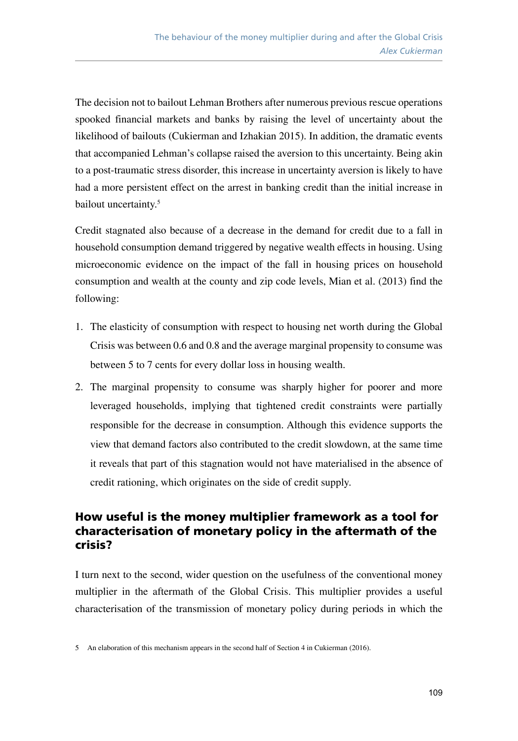The decision not to bailout Lehman Brothers after numerous previous rescue operations spooked financial markets and banks by raising the level of uncertainty about the likelihood of bailouts (Cukierman and Izhakian 2015). In addition, the dramatic events that accompanied Lehman's collapse raised the aversion to this uncertainty. Being akin to a post-traumatic stress disorder, this increase in uncertainty aversion is likely to have had a more persistent effect on the arrest in banking credit than the initial increase in bailout uncertainty.[5]

Credit stagnated also because of a decrease in the demand for credit due to a fall in household consumption demand triggered by negative wealth effects in housing. Using microeconomic evidence on the impact of the fall in housing prices on household consumption and wealth at the county and zip code levels, Mian et al. (2013) find the following:

1. The elasticity of consumption with respect to housing net worth during the Global Crisis was between 0.6 and 0.8 and the average marginal propensity to consume was between 5 to 7 cents for every dollar loss in housing wealth.
2. The marginal propensity to consume was sharply higher for poorer and more leveraged households, implying that tightened credit constraints were partially responsible for the decrease in consumption. Although this evidence supports the view that demand factors also contributed to the credit slowdown, at the same time it reveals that part of this stagnation would not have materialised in the absence of credit rationing, which originates on the side of credit supply.

## How useful is the money multiplier framework as a tool for characterisation of monetary policy in the aftermath of the crisis?

I turn next to the second, wider question on the usefulness of the conventional money multiplier in the aftermath of the Global Crisis. This multiplier provides a useful characterisation of the transmission of monetary policy during periods in which the

5 An elaboration of this mechanism appears in the second half of Section 4 in Cukierman (2016).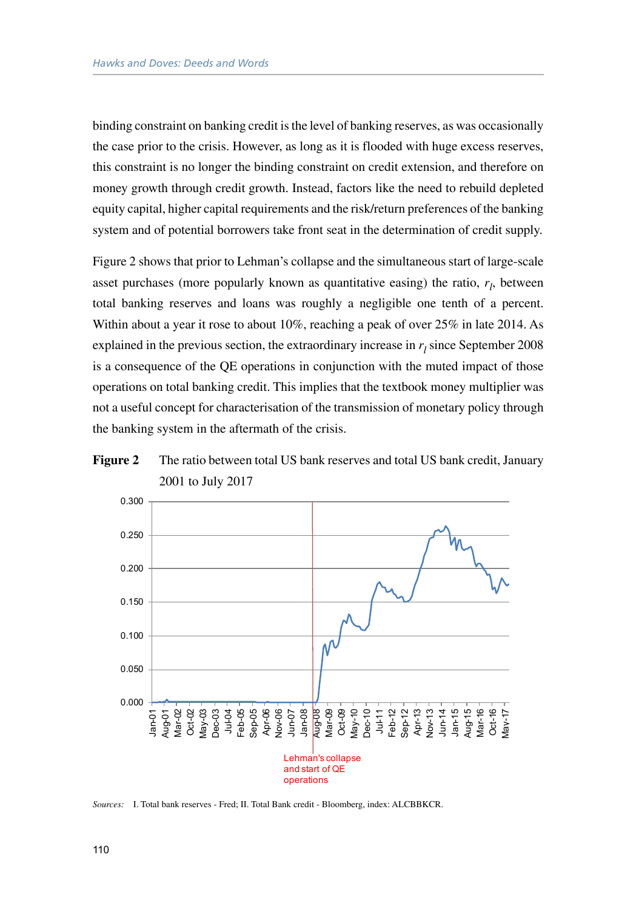binding constraint on banking credit is the level of banking reserves, as was occasionally the case prior to the crisis. However, as long as it is flooded with huge excess reserves, this constraint is no longer the binding constraint on credit extension, and therefore on money growth through credit growth. Instead, factors like the need to rebuild depleted equity capital, higher capital requirements and the risk/return preferences of the banking system and of potential borrowers take front seat in the determination of credit supply.

Figure 2 shows that prior to Lehman's collapse and the simultaneous start of large-scale asset purchases (more popularly known as quantitative easing) the ratio, $r_l$, between total banking reserves and loans was roughly a negligible one tenth of a percent. Within about a year it rose to about 10%, reaching a peak of over 25% in late 2014. As explained in the previous section, the extraordinary increase in $r_l$ since September 2008 is a consequence of the QE operations in conjunction with the muted impact of those operations on total banking credit. This implies that the textbook money multiplier was not a useful concept for characterisation of the transmission of monetary policy through the banking system in the aftermath of the crisis.

**Figure 2** The ratio between total US bank reserves and total US bank credit, January 2001 to July 2017

*Sources:* I. Total bank reserves - Fred; II. Total Bank credit - Bloomberg, index: ALCBBKCR.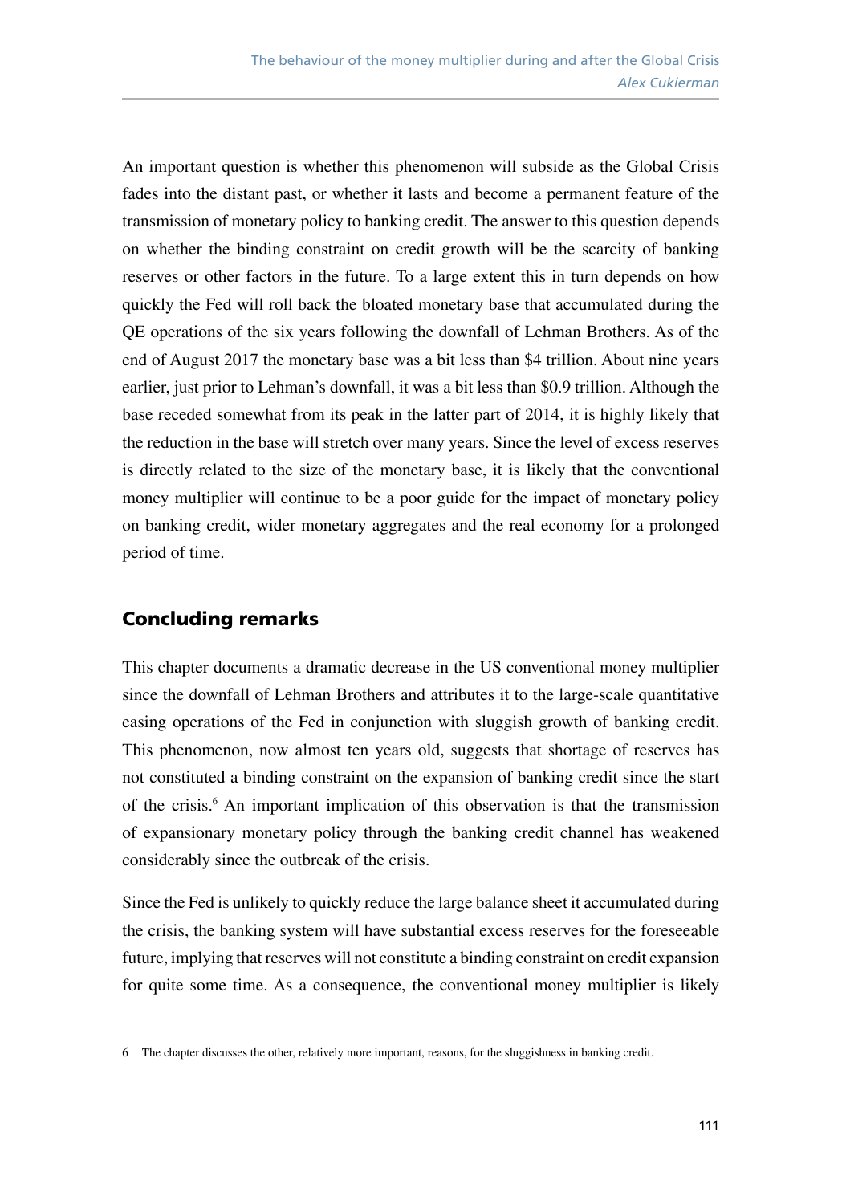An important question is whether this phenomenon will subside as the Global Crisis fades into the distant past, or whether it lasts and become a permanent feature of the transmission of monetary policy to banking credit. The answer to this question depends on whether the binding constraint on credit growth will be the scarcity of banking reserves or other factors in the future. To a large extent this in turn depends on how quickly the Fed will roll back the bloated monetary base that accumulated during the QE operations of the six years following the downfall of Lehman Brothers. As of the end of August 2017 the monetary base was a bit less than $4 trillion. About nine years earlier, just prior to Lehman's downfall, it was a bit less than $0.9 trillion. Although the base receded somewhat from its peak in the latter part of 2014, it is highly likely that the reduction in the base will stretch over many years. Since the level of excess reserves is directly related to the size of the monetary base, it is likely that the conventional money multiplier will continue to be a poor guide for the impact of monetary policy on banking credit, wider monetary aggregates and the real economy for a prolonged period of time.

## Concluding remarks

This chapter documents a dramatic decrease in the US conventional money multiplier since the downfall of Lehman Brothers and attributes it to the large-scale quantitative easing operations of the Fed in conjunction with sluggish growth of banking credit. This phenomenon, now almost ten years old, suggests that shortage of reserves has not constituted a binding constraint on the expansion of banking credit since the start of the crisis.[6] An important implication of this observation is that the transmission of expansionary monetary policy through the banking credit channel has weakened considerably since the outbreak of the crisis.

Since the Fed is unlikely to quickly reduce the large balance sheet it accumulated during the crisis, the banking system will have substantial excess reserves for the foreseeable future, implying that reserves will not constitute a binding constraint on credit expansion for quite some time. As a consequence, the conventional money multiplier is likely

6 The chapter discusses the other, relatively more important, reasons, for the sluggishness in banking credit.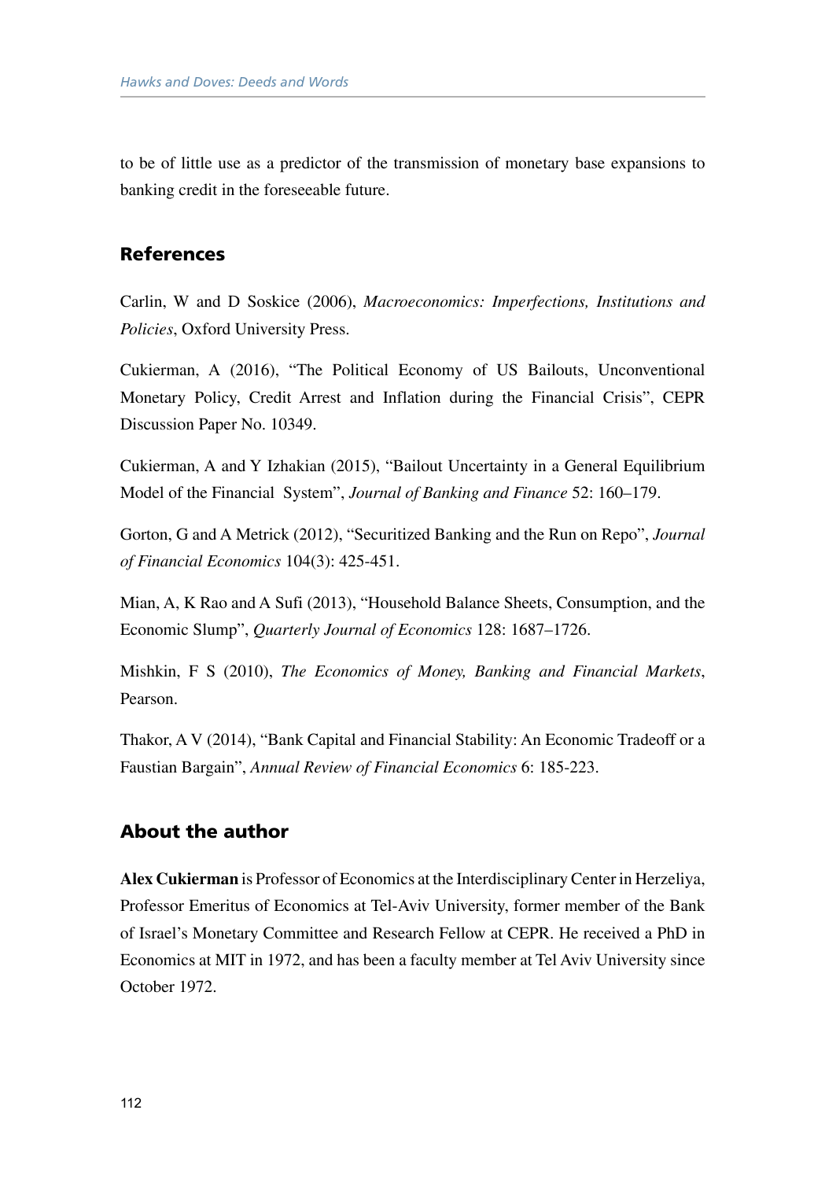to be of little use as a predictor of the transmission of monetary base expansions to banking credit in the foreseeable future.

## References

Carlin, W and D Soskice (2006), *Macroeconomics: Imperfections, Institutions and Policies*, Oxford University Press.

Cukierman, A (2016), "The Political Economy of US Bailouts, Unconventional Monetary Policy, Credit Arrest and Inflation during the Financial Crisis", CEPR Discussion Paper No. 10349.

Cukierman, A and Y Izhakian (2015), "Bailout Uncertainty in a General Equilibrium Model of the Financial System", *Journal of Banking and Finance* 52: 160–179.

Gorton, G and A Metrick (2012), "Securitized Banking and the Run on Repo", *Journal of Financial Economics* 104(3): 425-451.

Mian, A, K Rao and A Sufi (2013), "Household Balance Sheets, Consumption, and the Economic Slump", *Quarterly Journal of Economics* 128: 1687–1726.

Mishkin, F S (2010), *The Economics of Money, Banking and Financial Markets*, Pearson.

Thakor, A V (2014), "Bank Capital and Financial Stability: An Economic Tradeoff or a Faustian Bargain", *Annual Review of Financial Economics* 6: 185-223.

## About the author

**Alex Cukierman** is Professor of Economics at the Interdisciplinary Center in Herzeliya, Professor Emeritus of Economics at Tel-Aviv University, former member of the Bank of Israel's Monetary Committee and Research Fellow at CEPR. He received a PhD in Economics at MIT in 1972, and has been a faculty member at Tel Aviv University since October 1972.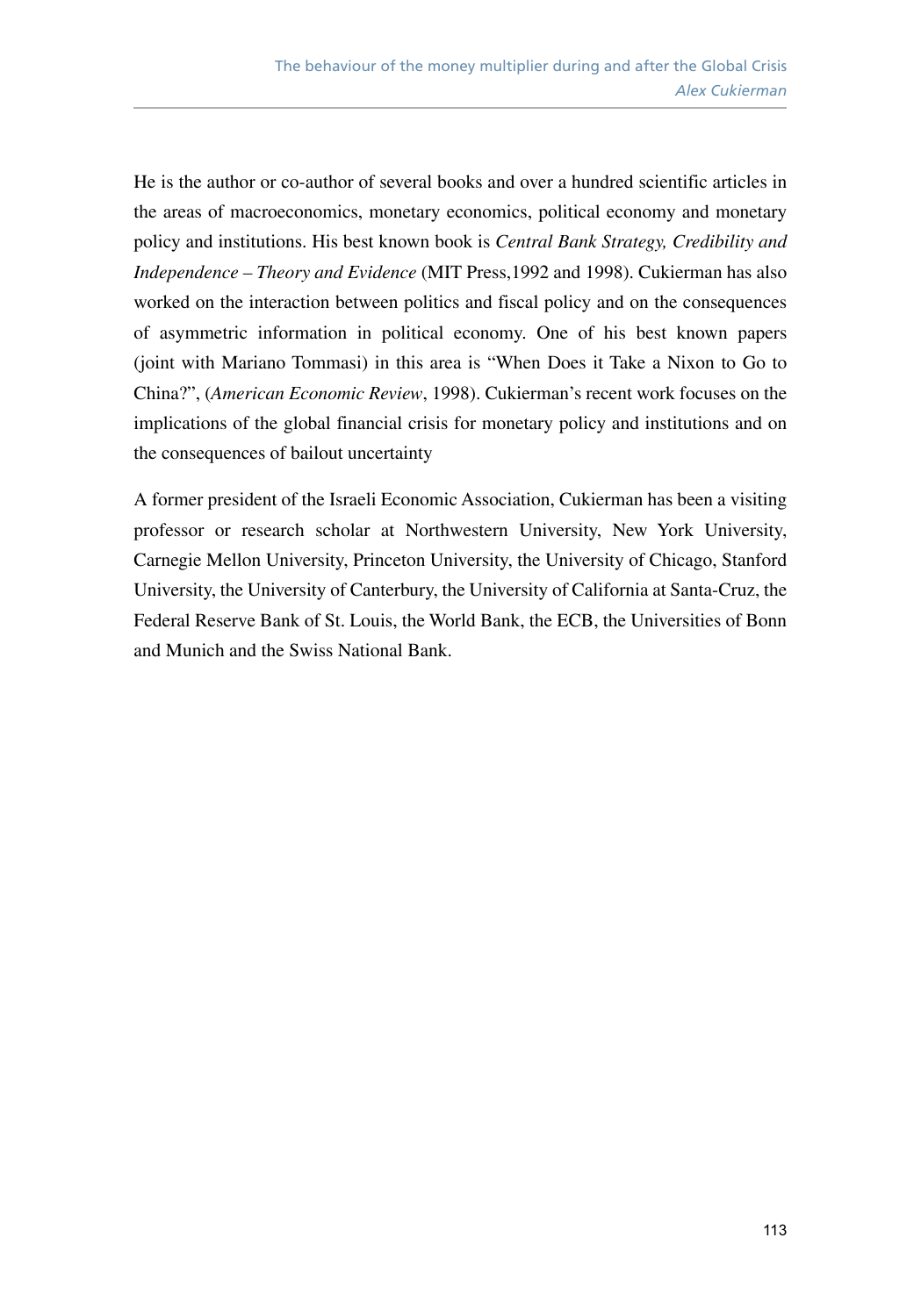He is the author or co-author of several books and over a hundred scientific articles in the areas of macroeconomics, monetary economics, political economy and monetary policy and institutions. His best known book is *Central Bank Strategy, Credibility and Independence – Theory and Evidence* (MIT Press,1992 and 1998). Cukierman has also worked on the interaction between politics and fiscal policy and on the consequences of asymmetric information in political economy. One of his best known papers (joint with Mariano Tommasi) in this area is "When Does it Take a Nixon to Go to China?", (*American Economic Review*, 1998). Cukierman's recent work focuses on the implications of the global financial crisis for monetary policy and institutions and on the consequences of bailout uncertainty

A former president of the Israeli Economic Association, Cukierman has been a visiting professor or research scholar at Northwestern University, New York University, Carnegie Mellon University, Princeton University, the University of Chicago, Stanford University, the University of Canterbury, the University of California at Santa-Cruz, the Federal Reserve Bank of St. Louis, the World Bank, the ECB, the Universities of Bonn and Munich and the Swiss National Bank.